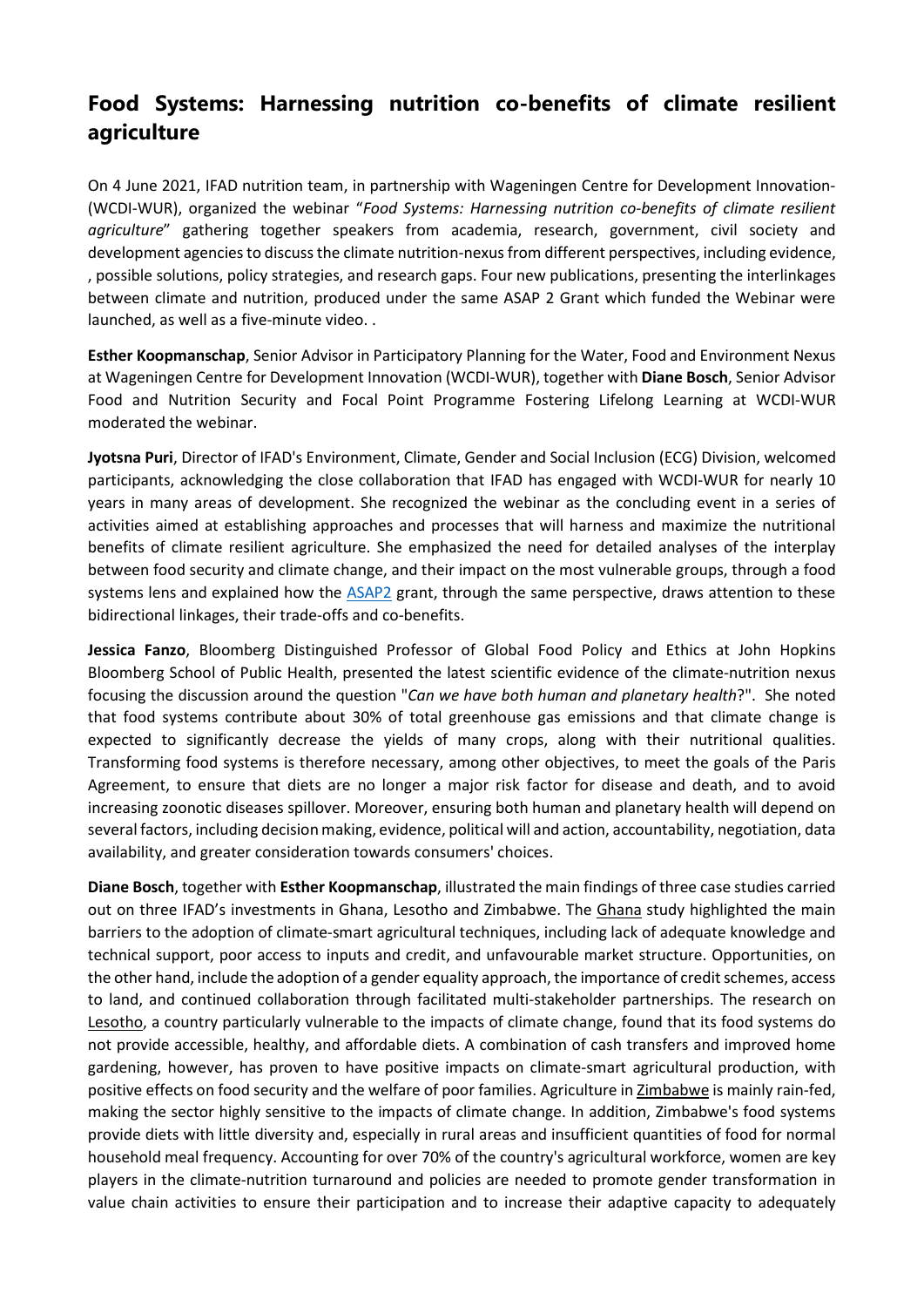# Food Systems: Harnessing nutrition co-benefits of climate resilient agriculture

On 4 June 2021, IFAD nutrition team, in partnership with Wageningen Centre for Development Innovation-(WCDI-WUR), organized the webinar "*Food Systems: Harnessing nutrition co-benefits of climate resilient agriculture*" gathering together speakers from academia, research, government, civil society and development agencies to discuss the climate nutrition-nexus from different perspectives, including evidence, , possible solutions, policy strategies, and research gaps. Four new publications, presenting the interlinkages between climate and nutrition, produced under the same ASAP 2 Grant which funded the Webinar were launched, as well as a five-minute video. .

**Esther Koopmanschap**, Senior Advisor in Participatory Planning for the Water, Food and Environment Nexus at Wageningen Centre for Development Innovation (WCDI-WUR), together with **Diane Bosch**, Senior Advisor Food and Nutrition Security and Focal Point Programme Fostering Lifelong Learning at WCDI-WUR moderated the webinar.

**Jyotsna Puri**, Director of IFAD's Environment, Climate, Gender and Social Inclusion (ECG) Division, welcomed participants, acknowledging the close collaboration that IFAD has engaged with WCDI-WUR for nearly 10 years in many areas of development. She recognized the webinar as the concluding event in a series of activities aimed at establishing approaches and processes that will harness and maximize the nutritional benefits of climate resilient agriculture. She emphasized the need for detailed analyses of the interplay between food security and climate change, and their impact on the most vulnerable groups, through a food systems lens and explained how the ASAP2 grant, through the same perspective, draws attention to these bidirectional linkages, their trade-offs and co-benefits.

**Jessica Fanzo**, Bloomberg Distinguished Professor of Global Food Policy and Ethics at John Hopkins Bloomberg School of Public Health, presented the latest scientific evidence of the climate-nutrition nexus focusing the discussion around the question "*Can we have both human and planetary health*?". She noted that food systems contribute about 30% of total greenhouse gas emissions and that climate change is expected to significantly decrease the yields of many crops, along with their nutritional qualities. Transforming food systems is therefore necessary, among other objectives, to meet the goals of the Paris Agreement, to ensure that diets are no longer a major risk factor for disease and death, and to avoid increasing zoonotic diseases spillover. Moreover, ensuring both human and planetary health will depend on several factors, including decision making, evidence, political will and action, accountability, negotiation, data availability, and greater consideration towards consumers' choices.

**Diane Bosch**, together with **Esther Koopmanschap**, illustrated the main findings of three case studies carried out on three IFAD's investments in Ghana, Lesotho and Zimbabwe. The Ghana study highlighted the main barriers to the adoption of climate-smart agricultural techniques, including lack of adequate knowledge and technical support, poor access to inputs and credit, and unfavourable market structure. Opportunities, on the other hand, include the adoption of a gender equality approach, the importance of credit schemes, access to land, and continued collaboration through facilitated multi-stakeholder partnerships. The research on Lesotho, a country particularly vulnerable to the impacts of climate change, found that its food systems do not provide accessible, healthy, and affordable diets. A combination of cash transfers and improved home gardening, however, has proven to have positive impacts on climate-smart agricultural production, with positive effects on food security and the welfare of poor families. Agriculture in Zimbabwe is mainly rain-fed, making the sector highly sensitive to the impacts of climate change. In addition, Zimbabwe's food systems provide diets with little diversity and, especially in rural areas and insufficient quantities of food for normal household meal frequency. Accounting for over 70% of the country's agricultural workforce, women are key players in the climate-nutrition turnaround and policies are needed to promote gender transformation in value chain activities to ensure their participation and to increase their adaptive capacity to adequately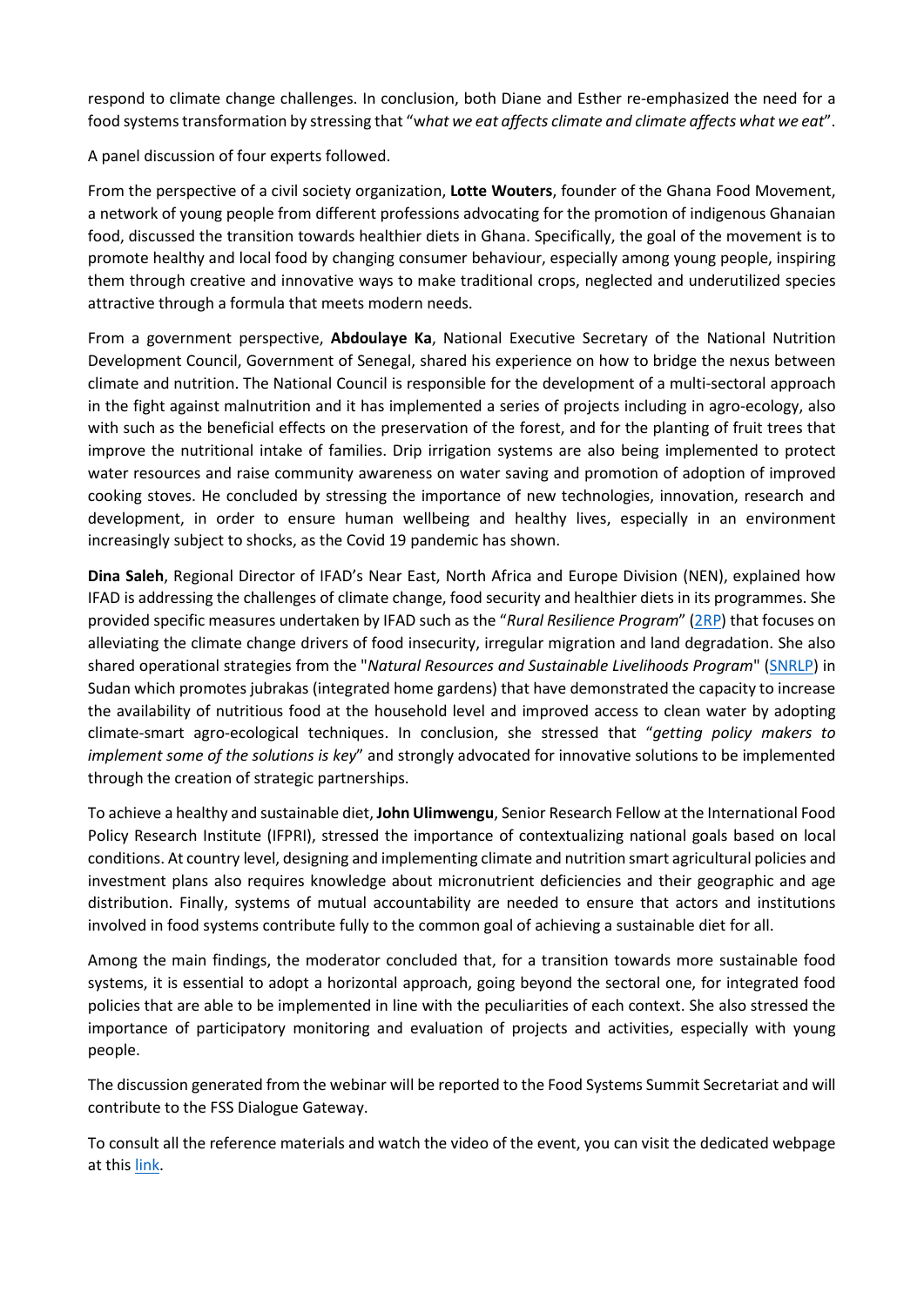respond to climate change challenges. In conclusion, both Diane and Esther re-emphasized the need for a food systems transformation by stressing that "w*hat we eat affects climate and climate affects what we eat*".

A panel discussion of four experts followed.

From the perspective of a civil society organization, **Lotte Wouters**, founder of the Ghana Food Movement, a network of young people from different professions advocating for the promotion of indigenous Ghanaian food, discussed the transition towards healthier diets in Ghana. Specifically, the goal of the movement is to promote healthy and local food by changing consumer behaviour, especially among young people, inspiring them through creative and innovative ways to make traditional crops, neglected and underutilized species attractive through a formula that meets modern needs.

From a government perspective, **Abdoulaye Ka**, National Executive Secretary of the National Nutrition Development Council, Government of Senegal, shared his experience on how to bridge the nexus between climate and nutrition. The National Council is responsible for the development of a multi-sectoral approach in the fight against malnutrition and it has implemented a series of projects including in agro-ecology, also with such as the beneficial effects on the preservation of the forest, and for the planting of fruit trees that improve the nutritional intake of families. Drip irrigation systems are also being implemented to protect water resources and raise community awareness on water saving and promotion of adoption of improved cooking stoves. He concluded by stressing the importance of new technologies, innovation, research and development, in order to ensure human wellbeing and healthy lives, especially in an environment increasingly subject to shocks, as the Covid 19 pandemic has shown.

**Dina Saleh**, Regional Director of IFAD's Near East, North Africa and Europe Division (NEN), explained how IFAD is addressing the challenges of climate change, food security and healthier diets in its programmes. She provided specific measures undertaken by IFAD such as the "*Rural Resilience Program*" (2RP) that focuses on alleviating the climate change drivers of food insecurity, irregular migration and land degradation. She also shared operational strategies from the "*Natural Resources and Sustainable Livelihoods Program*" (SNRLP) in Sudan which promotes jubrakas (integrated home gardens) that have demonstrated the capacity to increase the availability of nutritious food at the household level and improved access to clean water by adopting climate-smart agro-ecological techniques. In conclusion, she stressed that "*getting policy makers to implement some of the solutions is key*" and strongly advocated for innovative solutions to be implemented through the creation of strategic partnerships.

To achieve a healthy and sustainable diet, **John Ulimwengu**, Senior Research Fellow at the International Food Policy Research Institute (IFPRI), stressed the importance of contextualizing national goals based on local conditions. At country level, designing and implementing climate and nutrition smart agricultural policies and investment plans also requires knowledge about micronutrient deficiencies and their geographic and age distribution. Finally, systems of mutual accountability are needed to ensure that actors and institutions involved in food systems contribute fully to the common goal of achieving a sustainable diet for all.

Among the main findings, the moderator concluded that, for a transition towards more sustainable food systems, it is essential to adopt a horizontal approach, going beyond the sectoral one, for integrated food policies that are able to be implemented in line with the peculiarities of each context. She also stressed the importance of participatory monitoring and evaluation of projects and activities, especially with young people.

The discussion generated from the webinar will be reported to the Food Systems Summit Secretariat and will contribute to the FSS Dialogue Gateway.

To consult all the reference materials and watch the video of the event, you can visit the dedicated webpage at this link.